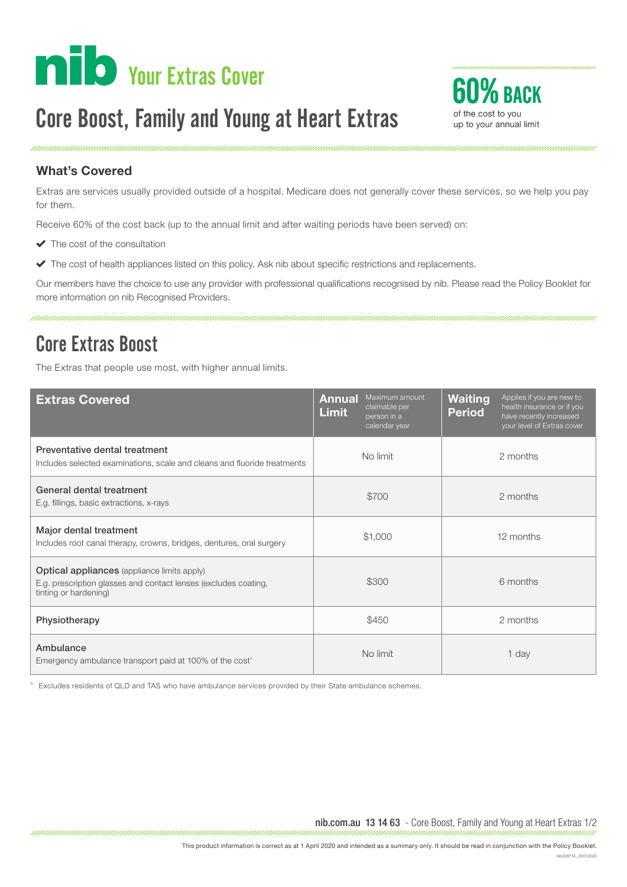# nib Your Extras Cover

# Core Boost, Family and Young at Heart Extras

**60% BACK**
of the cost to you
up to your annual limit

## What's Covered

Extras are services usually provided outside of a hospital. Medicare does not generally cover these services, so we help you pay for them.

Receive 60% of the cost back (up to the annual limit and after waiting periods have been served) on:

- ✔ The cost of the consultation
- ✔ The cost of health appliances listed on this policy. Ask nib about specific restrictions and replacements.

Our members have the choice to use any provider with professional qualifications recognised by nib. Please read the Policy Booklet for more information on nib Recognised Providers.

## Core Extras Boost

The Extras that people use most, with higher annual limits.

| Extras Covered | Annual Limit (Maximum amount claimable per person in a calendar year) | Waiting Period (Applies if you are new to health insurance or if you have recently increased your level of Extras cover) |
|---|---|---|
| **Preventative dental treatment**<br>Includes selected examinations, scale and cleans and fluoride treatments | No limit | 2 months |
| **General dental treatment**<br>E.g. fillings, basic extractions, x-rays | $700 | 2 months |
| **Major dental treatment**<br>Includes root canal therapy, crowns, bridges, dentures, oral surgery | $1,000 | 12 months |
| **Optical appliances** (appliance limits apply)<br>E.g. prescription glasses and contact lenses (excludes coating, tinting or hardening) | $300 | 6 months |
| **Physiotherapy** | $450 | 2 months |
| **Ambulance**<br>Emergency ambulance transport paid at 100% of the cost^ | No limit | 1 day |

^ Excludes residents of QLD and TAS who have ambulance services provided by their State ambulance schemes.

This product information is correct as at 1 April 2020 and intended as a summary only. It should be read in conjunction with the Policy Booklet.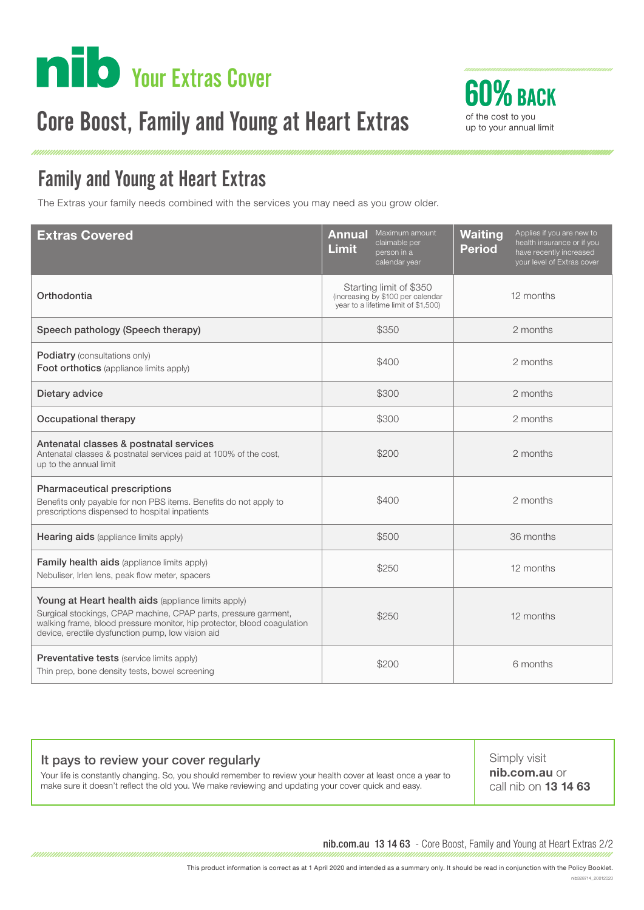# nib Your Extras Cover

# Core Boost, Family and Young at Heart Extras

**60% BACK** of the cost to you up to your annual limit

## Family and Young at Heart Extras

The Extras your family needs combined with the services you may need as you grow older.

| Extras Covered | Annual Limit Maximum amount claimable per person in a calendar year | Waiting Period Applies if you are new to health insurance or if you have recently increased your level of Extras cover |
|---|---|---|
| Orthodontia | Starting limit of $350 (increasing by $100 per calendar year to a lifetime limit of $1,500) | 12 months |
| Speech pathology (Speech therapy) | $350 | 2 months |
| **Podiatry** (consultations only)<br>**Foot orthotics** (appliance limits apply) | $400 | 2 months |
| Dietary advice | $300 | 2 months |
| Occupational therapy | $300 | 2 months |
| **Antenatal classes & postnatal services**<br>Antenatal classes & postnatal services paid at 100% of the cost, up to the annual limit | $200 | 2 months |
| **Pharmaceutical prescriptions**<br>Benefits only payable for non PBS items. Benefits do not apply to prescriptions dispensed to hospital inpatients | $400 | 2 months |
| **Hearing aids** (appliance limits apply) | $500 | 36 months |
| **Family health aids** (appliance limits apply)<br>Nebuliser, Irlen lens, peak flow meter, spacers | $250 | 12 months |
| **Young at Heart health aids** (appliance limits apply)<br>Surgical stockings, CPAP machine, CPAP parts, pressure garment, walking frame, blood pressure monitor, hip protector, blood coagulation device, erectile dysfunction pump, low vision aid | $250 | 12 months |
| **Preventative tests** (service limits apply)<br>Thin prep, bone density tests, bowel screening | $200 | 6 months |

### It pays to review your cover regularly

Your life is constantly changing. So, you should remember to review your health cover at least once a year to make sure it doesn't reflect the old you. We make reviewing and updating your cover quick and easy.

Simply visit **nib.com.au** or call nib on **13 14 63**

This product information is correct as at 1 April 2020 and intended as a summary only. It should be read in conjunction with the Policy Booklet.

nib328714_20012020